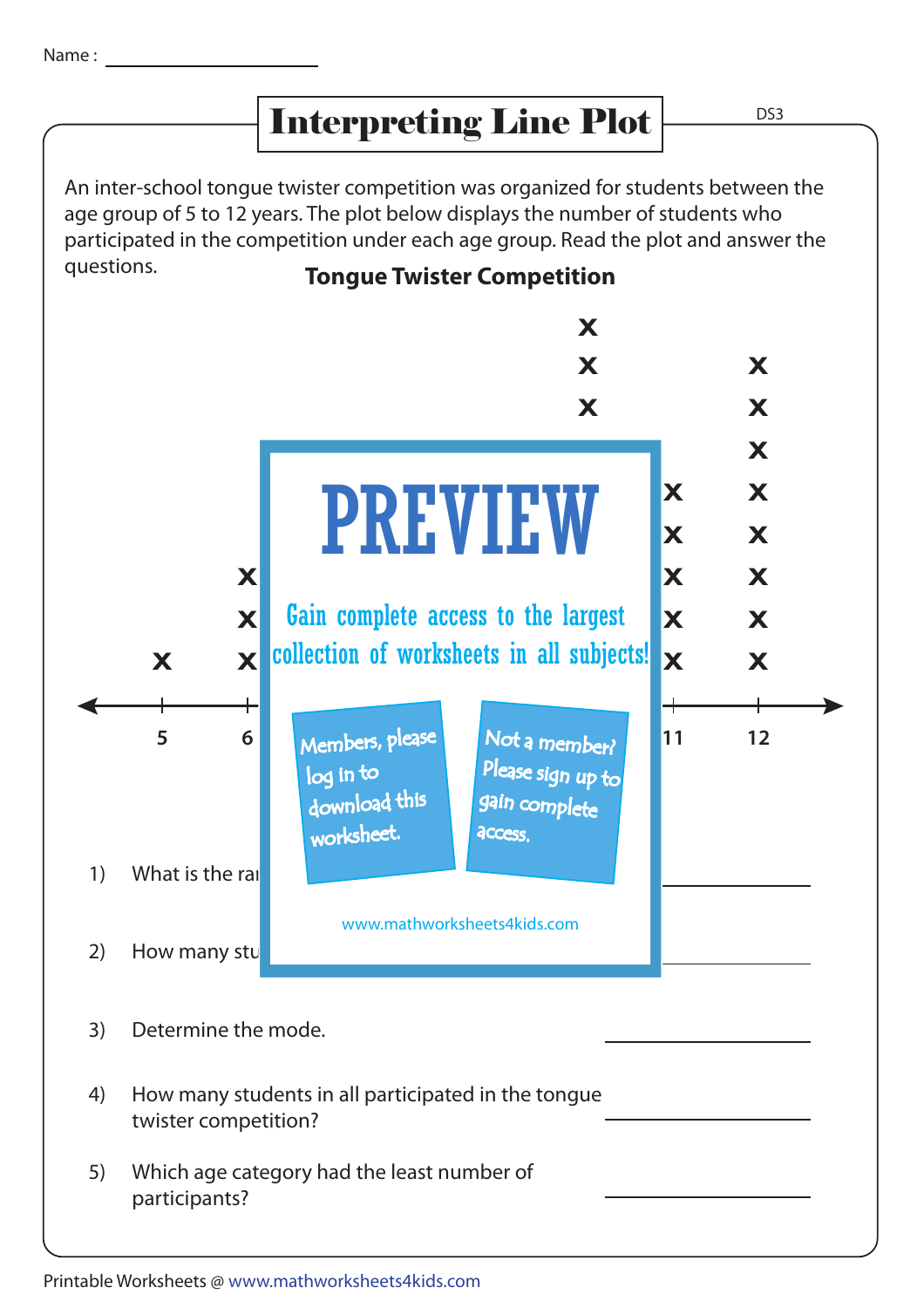Name : ____________________

# Interpreting Line Plot

DS3

An inter-school tongue twister competition was organized for students between the age group of 5 to 12 years. The plot below displays the number of students who participated in the competition under each age group. Read the plot and answer the questions.

**Tongue Twister Competition**

PREVIEW

Gain complete access to the largest collection of worksheets in all subjects!

Members, please log in to download this worksheet.

Not a member? Please sign up to gain complete access.

www.mathworksheets4kids.com

1) What is the ra

2) How many stu

3) Determine the mode.

4) How many students in all participated in the tongue twister competition?

5) Which age category had the least number of participants?

Printable Worksheets @ www.mathworksheets4kids.com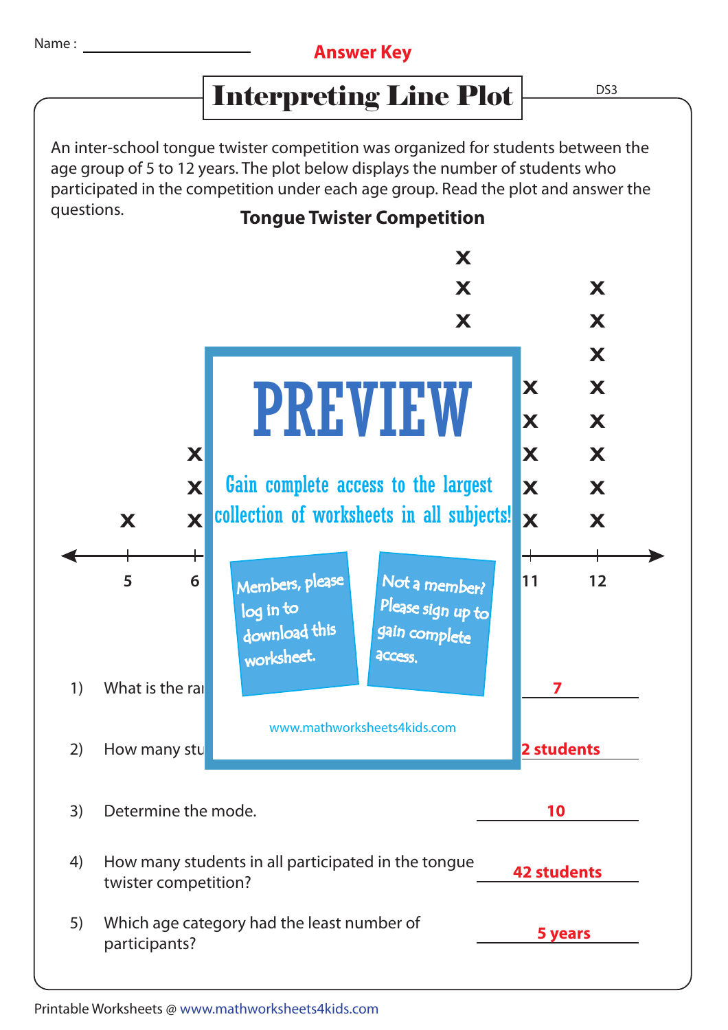Name : ________________

**Answer Key**

# Interpreting Line Plot

DS3

An inter-school tongue twister competition was organized for students between the age group of 5 to 12 years. The plot below displays the number of students who participated in the competition under each age group. Read the plot and answer the questions.

**Tongue Twister Competition**

5 6 11 12

PREVIEW

Gain complete access to the largest collection of worksheets in all subjects!

Members, please log in to download this worksheet.

Not a member? Please sign up to gain complete access.

www.mathworksheets4kids.com

1) What is the ra **7**

2) How many stu **2 students**

3) Determine the mode. **10**

4) How many students in all participated in the tongue twister competition? **42 students**

5) Which age category had the least number of participants? **5 years**

Printable Worksheets @ www.mathworksheets4kids.com